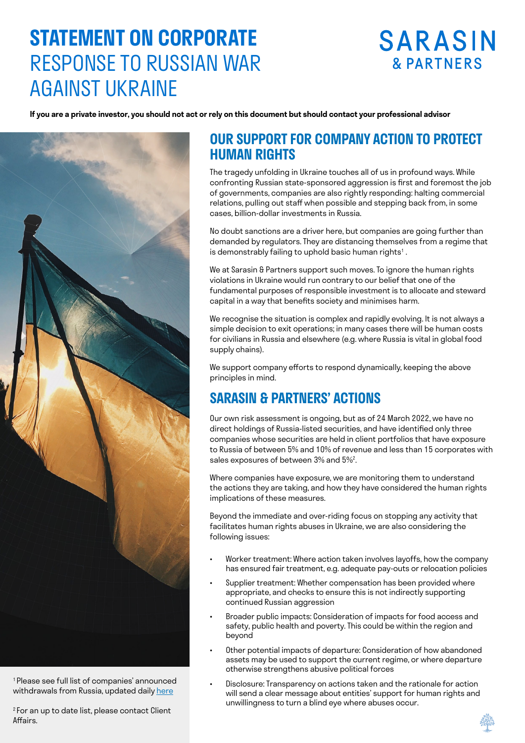# STATEMENT ON CORPORATE RESPONSE TO RUSSIAN WAR AGAINST UKRAINE

SARASIN & PARTNERS

**If you are a private investor, you should not act or rely on this document but should contact your professional advisor**

## OUR SUPPORT FOR COMPANY ACTION TO PROTECT HUMAN RIGHTS

The tragedy unfolding in Ukraine touches all of us in profound ways. While confronting Russian state-sponsored aggression is first and foremost the job of governments, companies are also rightly responding: halting commercial relations, pulling out staff when possible and stepping back from, in some cases, billion-dollar investments in Russia.

No doubt sanctions are a driver here, but companies are going further than demanded by regulators. They are distancing themselves from a regime that is demonstrably failing to uphold basic human rights[1] .

We at Sarasin & Partners support such moves. To ignore the human rights violations in Ukraine would run contrary to our belief that one of the fundamental purposes of responsible investment is to allocate and steward capital in a way that benefits society and minimises harm.

We recognise the situation is complex and rapidly evolving. It is not always a simple decision to exit operations; in many cases there will be human costs for civilians in Russia and elsewhere (e.g. where Russia is vital in global food supply chains).

We support company efforts to respond dynamically, keeping the above principles in mind.

## SARASIN & PARTNERS' ACTIONS

Our own risk assessment is ongoing, but as of 24 March 2022, we have no direct holdings of Russia-listed securities, and have identified only three companies whose securities are held in client portfolios that have exposure to Russia of between 5% and 10% of revenue and less than 15 corporates with sales exposures of between 3% and 5%[2].

Where companies have exposure, we are monitoring them to understand the actions they are taking, and how they have considered the human rights implications of these measures.

Beyond the immediate and over-riding focus on stopping any activity that facilitates human rights abuses in Ukraine, we are also considering the following issues:

- Worker treatment: Where action taken involves layoffs, how the company has ensured fair treatment, e.g. adequate pay-outs or relocation policies
- Supplier treatment: Whether compensation has been provided where appropriate, and checks to ensure this is not indirectly supporting continued Russian aggression
- Broader public impacts: Consideration of impacts for food access and safety, public health and poverty. This could be within the region and beyond
- Other potential impacts of departure: Consideration of how abandoned assets may be used to support the current regime, or where departure otherwise strengthens abusive political forces
- Disclosure: Transparency on actions taken and the rationale for action will send a clear message about entities' support for human rights and unwillingness to turn a blind eye where abuses occur.

[1] Please see full list of companies' announced withdrawals from Russia, updated daily here

[2] For an up to date list, please contact Client Affairs.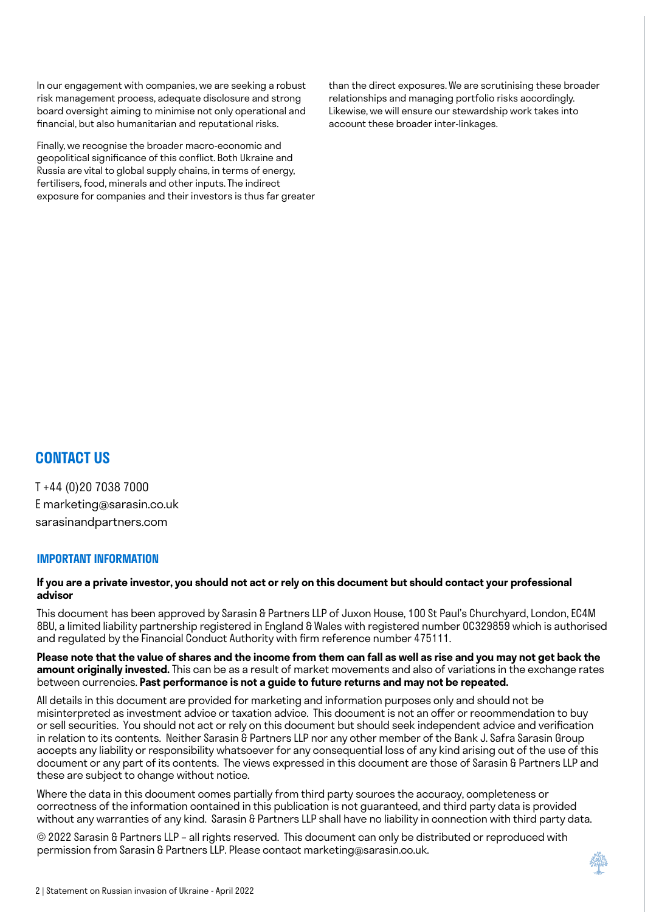In our engagement with companies, we are seeking a robust risk management process, adequate disclosure and strong board oversight aiming to minimise not only operational and financial, but also humanitarian and reputational risks.

Finally, we recognise the broader macro-economic and geopolitical significance of this conflict. Both Ukraine and Russia are vital to global supply chains, in terms of energy, fertilisers, food, minerals and other inputs. The indirect exposure for companies and their investors is thus far greater than the direct exposures. We are scrutinising these broader relationships and managing portfolio risks accordingly. Likewise, we will ensure our stewardship work takes into account these broader inter-linkages.

## CONTACT US

T +44 (0)20 7038 7000
E marketing@sarasin.co.uk
sarasinandpartners.com

### IMPORTANT INFORMATION

**If you are a private investor, you should not act or rely on this document but should contact your professional advisor**

This document has been approved by Sarasin & Partners LLP of Juxon House, 100 St Paul's Churchyard, London, EC4M 8BU, a limited liability partnership registered in England & Wales with registered number OC329859 which is authorised and regulated by the Financial Conduct Authority with firm reference number 475111.

**Please note that the value of shares and the income from them can fall as well as rise and you may not get back the amount originally invested.** This can be as a result of market movements and also of variations in the exchange rates between currencies. **Past performance is not a guide to future returns and may not be repeated.**

All details in this document are provided for marketing and information purposes only and should not be misinterpreted as investment advice or taxation advice. This document is not an offer or recommendation to buy or sell securities. You should not act or rely on this document but should seek independent advice and verification in relation to its contents. Neither Sarasin & Partners LLP nor any other member of the Bank J. Safra Sarasin Group accepts any liability or responsibility whatsoever for any consequential loss of any kind arising out of the use of this document or any part of its contents. The views expressed in this document are those of Sarasin & Partners LLP and these are subject to change without notice.

Where the data in this document comes partially from third party sources the accuracy, completeness or correctness of the information contained in this publication is not guaranteed, and third party data is provided without any warranties of any kind. Sarasin & Partners LLP shall have no liability in connection with third party data.

© 2022 Sarasin & Partners LLP – all rights reserved. This document can only be distributed or reproduced with permission from Sarasin & Partners LLP. Please contact marketing@sarasin.co.uk.